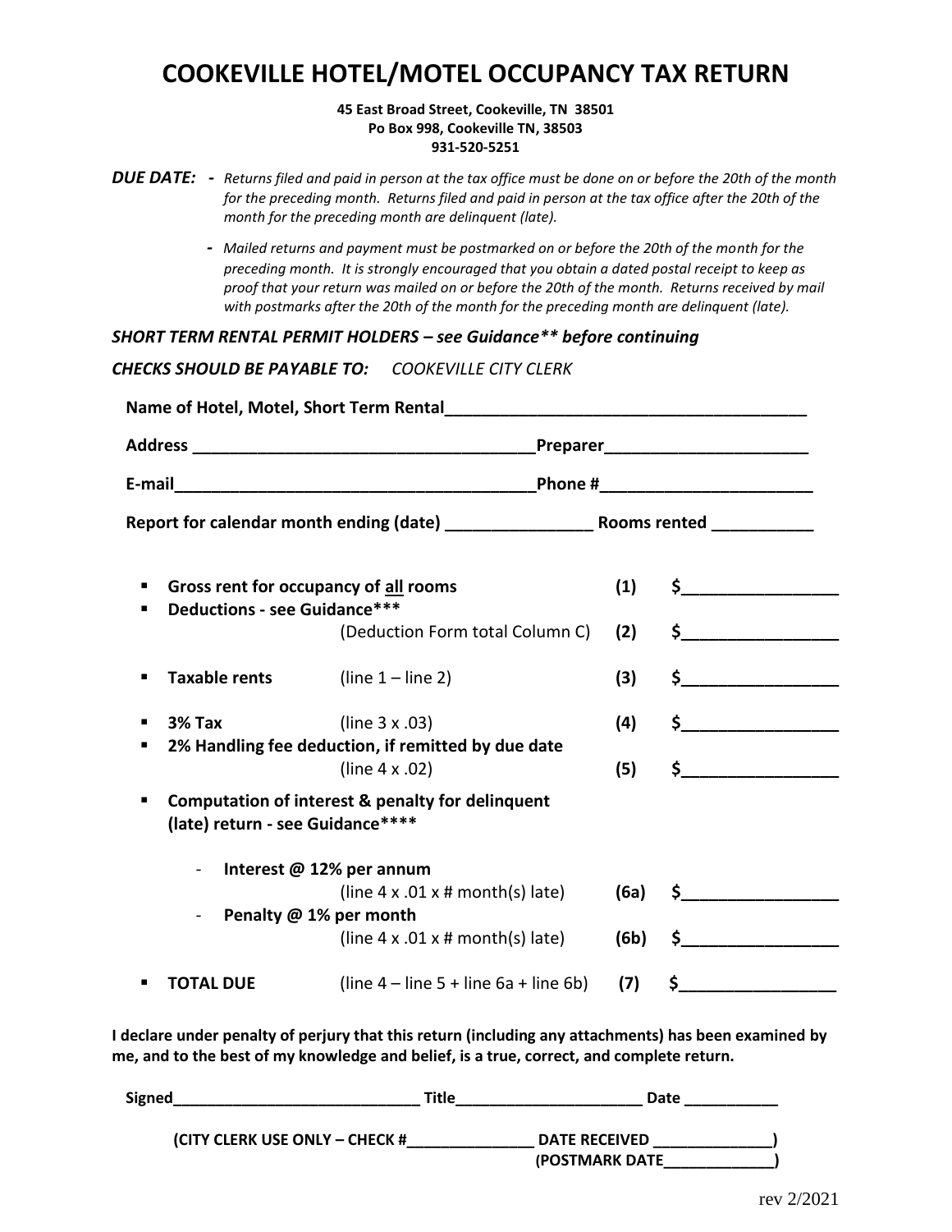# COOKEVILLE HOTEL/MOTEL OCCUPANCY TAX RETURN

**45 East Broad Street, Cookeville, TN 38501**
**Po Box 998, Cookeville TN, 38503**
**931-520-5251**

***DUE DATE:*** - *Returns filed and paid in person at the tax office must be done on or before the 20th of the month for the preceding month. Returns filed and paid in person at the tax office after the 20th of the month for the preceding month are delinquent (late).*

- *Mailed returns and payment must be postmarked on or before the 20th of the month for the preceding month. It is strongly encouraged that you obtain a dated postal receipt to keep as proof that your return was mailed on or before the 20th of the month. Returns received by mail with postmarks after the 20th of the month for the preceding month are delinquent (late).*

***SHORT TERM RENTAL PERMIT HOLDERS – see Guidance** before continuing***

***CHECKS SHOULD BE PAYABLE TO:*** *COOKEVILLE CITY CLERK*

**Name of Hotel, Motel, Short Term Rental**________________________________________

**Address** _____________________________________**Preparer**______________________

**E-mail**_______________________________________**Phone #**_______________________

**Report for calendar month ending (date)** ________________ **Rooms rented** ___________

- **Gross rent for occupancy of <u>all</u> rooms** **(1)** $_________________
- **Deductions - see Guidance*****
  (Deduction Form total Column C) **(2)** $_________________
- **Taxable rents** (line 1 – line 2) **(3)** $_________________
- **3% Tax** (line 3 x .03) **(4)** $_________________
- **2% Handling fee deduction, if remitted by due date**
  (line 4 x .02) **(5)** $_________________
- **Computation of interest & penalty for delinquent (late) return - see Guidance******
  - **Interest @ 12% per annum**
    (line 4 x .01 x # month(s) late) **(6a)** $_________________
  - **Penalty @ 1% per month**
    (line 4 x .01 x # month(s) late) **(6b)** $_________________
- **TOTAL DUE** (line 4 – line 5 + line 6a + line 6b) **(7)** $_________________

**I declare under penalty of perjury that this return (including any attachments) has been examined by me, and to the best of my knowledge and belief, is a true, correct, and complete return.**

**Signed**_____________________________ **Title**______________________ **Date** ___________

**(CITY CLERK USE ONLY – CHECK #**_______________ **DATE RECEIVED** ______________**)**
**(POSTMARK DATE**_____________**)**

rev 2/2021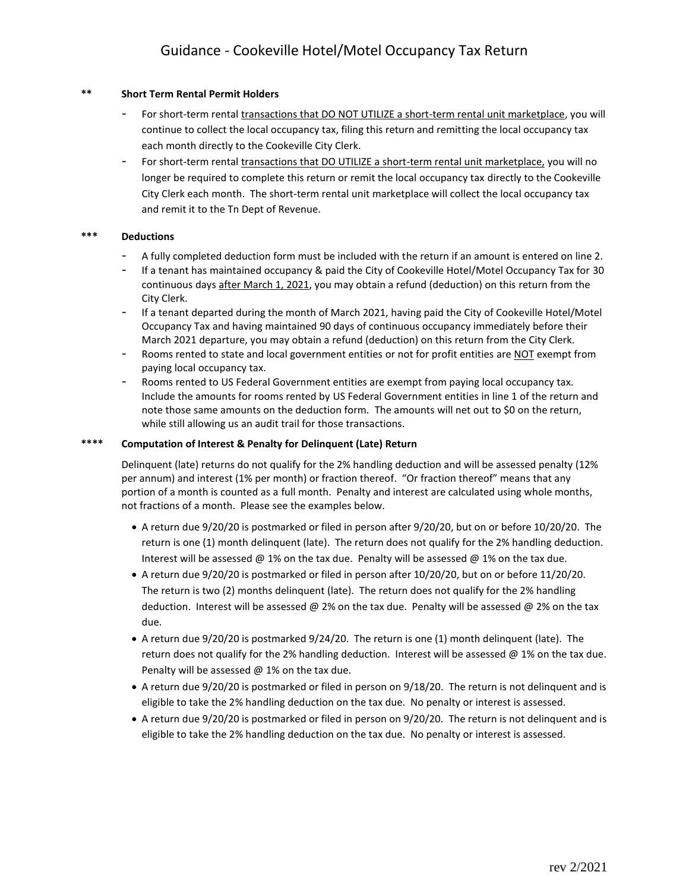# Guidance - Cookeville Hotel/Motel Occupancy Tax Return

**\*\* Short Term Rental Permit Holders**

- For short-term rental transactions that DO NOT UTILIZE a short-term rental unit marketplace, you will continue to collect the local occupancy tax, filing this return and remitting the local occupancy tax each month directly to the Cookeville City Clerk.
- For short-term rental transactions that DO UTILIZE a short-term rental unit marketplace, you will no longer be required to complete this return or remit the local occupancy tax directly to the Cookeville City Clerk each month. The short-term rental unit marketplace will collect the local occupancy tax and remit it to the Tn Dept of Revenue.

**\*\*\* Deductions**

- A fully completed deduction form must be included with the return if an amount is entered on line 2.
- If a tenant has maintained occupancy & paid the City of Cookeville Hotel/Motel Occupancy Tax for 30 continuous days after March 1, 2021, you may obtain a refund (deduction) on this return from the City Clerk.
- If a tenant departed during the month of March 2021, having paid the City of Cookeville Hotel/Motel Occupancy Tax and having maintained 90 days of continuous occupancy immediately before their March 2021 departure, you may obtain a refund (deduction) on this return from the City Clerk.
- Rooms rented to state and local government entities or not for profit entities are NOT exempt from paying local occupancy tax.
- Rooms rented to US Federal Government entities are exempt from paying local occupancy tax. Include the amounts for rooms rented by US Federal Government entities in line 1 of the return and note those same amounts on the deduction form. The amounts will net out to $0 on the return, while still allowing us an audit trail for those transactions.

**\*\*\*\* Computation of Interest & Penalty for Delinquent (Late) Return**

Delinquent (late) returns do not qualify for the 2% handling deduction and will be assessed penalty (12% per annum) and interest (1% per month) or fraction thereof. "Or fraction thereof" means that any portion of a month is counted as a full month. Penalty and interest are calculated using whole months, not fractions of a month. Please see the examples below.

- A return due 9/20/20 is postmarked or filed in person after 9/20/20, but on or before 10/20/20. The return is one (1) month delinquent (late). The return does not qualify for the 2% handling deduction. Interest will be assessed @ 1% on the tax due. Penalty will be assessed @ 1% on the tax due.
- A return due 9/20/20 is postmarked or filed in person after 10/20/20, but on or before 11/20/20. The return is two (2) months delinquent (late). The return does not qualify for the 2% handling deduction. Interest will be assessed @ 2% on the tax due. Penalty will be assessed @ 2% on the tax due.
- A return due 9/20/20 is postmarked 9/24/20. The return is one (1) month delinquent (late). The return does not qualify for the 2% handling deduction. Interest will be assessed @ 1% on the tax due. Penalty will be assessed @ 1% on the tax due.
- A return due 9/20/20 is postmarked or filed in person on 9/18/20. The return is not delinquent and is eligible to take the 2% handling deduction on the tax due. No penalty or interest is assessed.
- A return due 9/20/20 is postmarked or filed in person on 9/20/20. The return is not delinquent and is eligible to take the 2% handling deduction on the tax due. No penalty or interest is assessed.

rev 2/2021